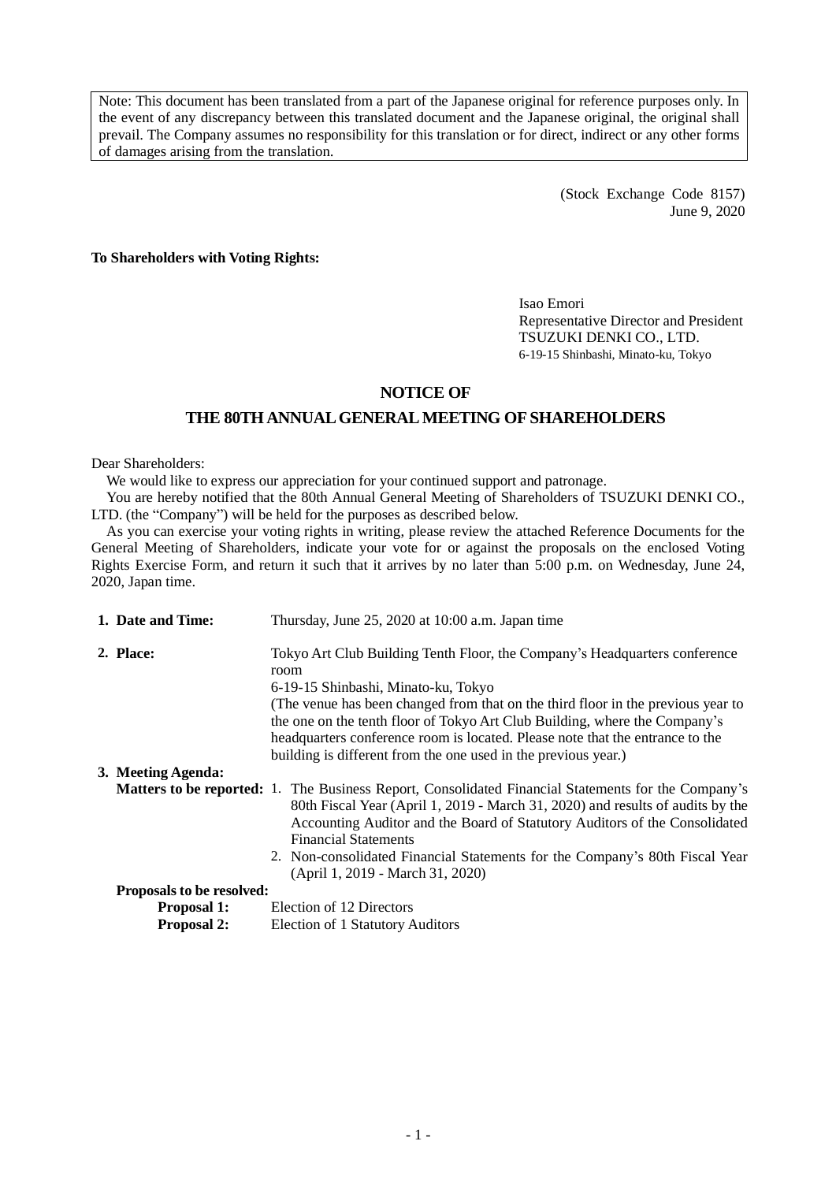Note: This document has been translated from a part of the Japanese original for reference purposes only. In the event of any discrepancy between this translated document and the Japanese original, the original shall prevail. The Company assumes no responsibility for this translation or for direct, indirect or any other forms of damages arising from the translation.

(Stock Exchange Code 8157)
June 9, 2020

**To Shareholders with Voting Rights:**

Isao Emori
Representative Director and President
TSUZUKI DENKI CO., LTD.
6-19-15 Shinbashi, Minato-ku, Tokyo

# NOTICE OF
# THE 80TH ANNUAL GENERAL MEETING OF SHAREHOLDERS

Dear Shareholders:

We would like to express our appreciation for your continued support and patronage.

You are hereby notified that the 80th Annual General Meeting of Shareholders of TSUZUKI DENKI CO., LTD. (the "Company") will be held for the purposes as described below.

As you can exercise your voting rights in writing, please review the attached Reference Documents for the General Meeting of Shareholders, indicate your vote for or against the proposals on the enclosed Voting Rights Exercise Form, and return it such that it arrives by no later than 5:00 p.m. on Wednesday, June 24, 2020, Japan time.

**1. Date and Time:** Thursday, June 25, 2020 at 10:00 a.m. Japan time

**2. Place:** Tokyo Art Club Building Tenth Floor, the Company's Headquarters conference room
6-19-15 Shinbashi, Minato-ku, Tokyo
(The venue has been changed from that on the third floor in the previous year to the one on the tenth floor of Tokyo Art Club Building, where the Company's headquarters conference room is located. Please note that the entrance to the building is different from the one used in the previous year.)

**3. Meeting Agenda:**

**Matters to be reported:**

1. The Business Report, Consolidated Financial Statements for the Company's 80th Fiscal Year (April 1, 2019 - March 31, 2020) and results of audits by the Accounting Auditor and the Board of Statutory Auditors of the Consolidated Financial Statements
2. Non-consolidated Financial Statements for the Company's 80th Fiscal Year (April 1, 2019 - March 31, 2020)

**Proposals to be resolved:**

**Proposal 1:** Election of 12 Directors

**Proposal 2:** Election of 1 Statutory Auditors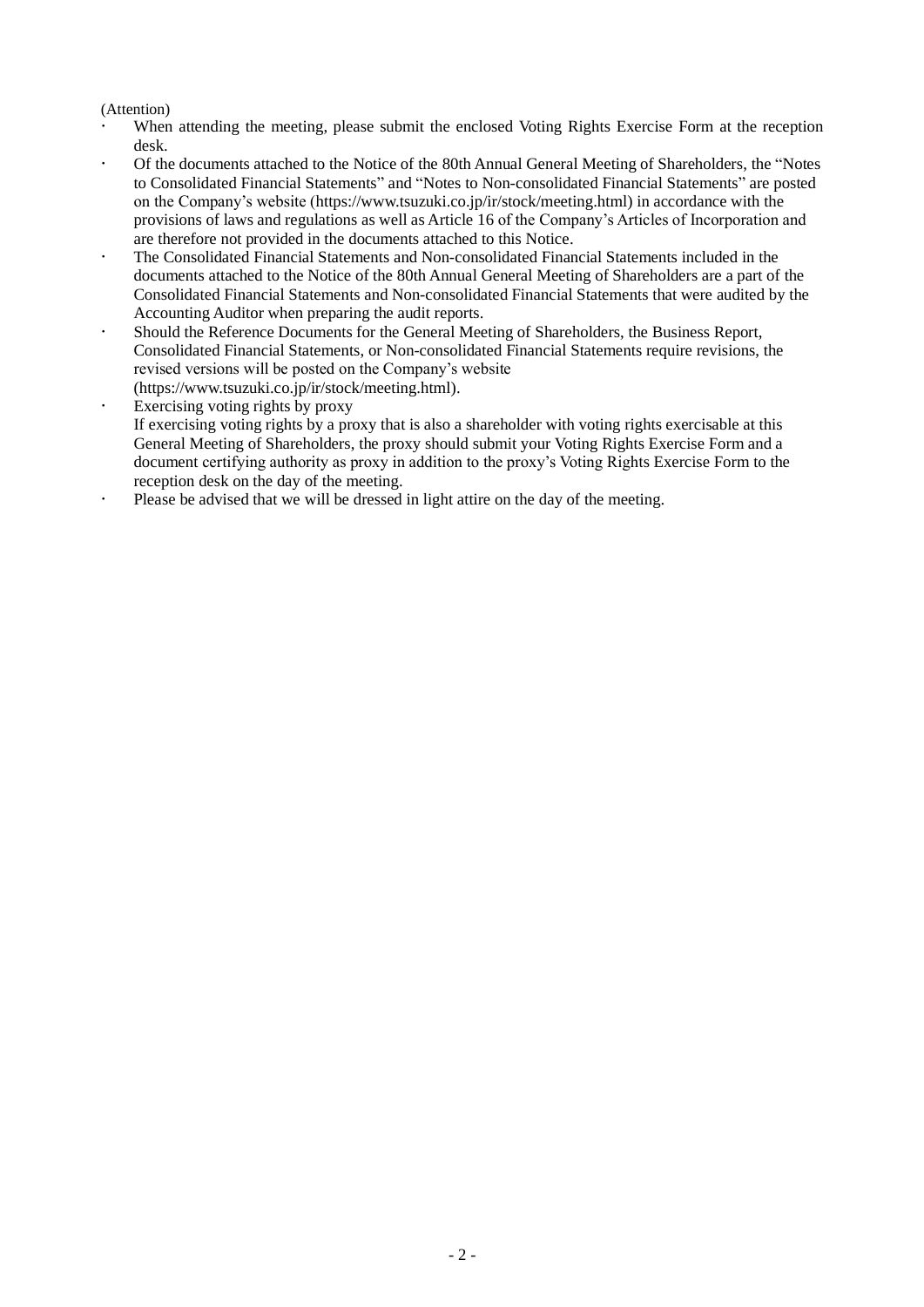(Attention)

- When attending the meeting, please submit the enclosed Voting Rights Exercise Form at the reception desk.
- Of the documents attached to the Notice of the 80th Annual General Meeting of Shareholders, the "Notes to Consolidated Financial Statements" and "Notes to Non-consolidated Financial Statements" are posted on the Company's website (https://www.tsuzuki.co.jp/ir/stock/meeting.html) in accordance with the provisions of laws and regulations as well as Article 16 of the Company's Articles of Incorporation and are therefore not provided in the documents attached to this Notice.
- The Consolidated Financial Statements and Non-consolidated Financial Statements included in the documents attached to the Notice of the 80th Annual General Meeting of Shareholders are a part of the Consolidated Financial Statements and Non-consolidated Financial Statements that were audited by the Accounting Auditor when preparing the audit reports.
- Should the Reference Documents for the General Meeting of Shareholders, the Business Report, Consolidated Financial Statements, or Non-consolidated Financial Statements require revisions, the revised versions will be posted on the Company's website (https://www.tsuzuki.co.jp/ir/stock/meeting.html).
- Exercising voting rights by proxy
  If exercising voting rights by a proxy that is also a shareholder with voting rights exercisable at this General Meeting of Shareholders, the proxy should submit your Voting Rights Exercise Form and a document certifying authority as proxy in addition to the proxy's Voting Rights Exercise Form to the reception desk on the day of the meeting.
- Please be advised that we will be dressed in light attire on the day of the meeting.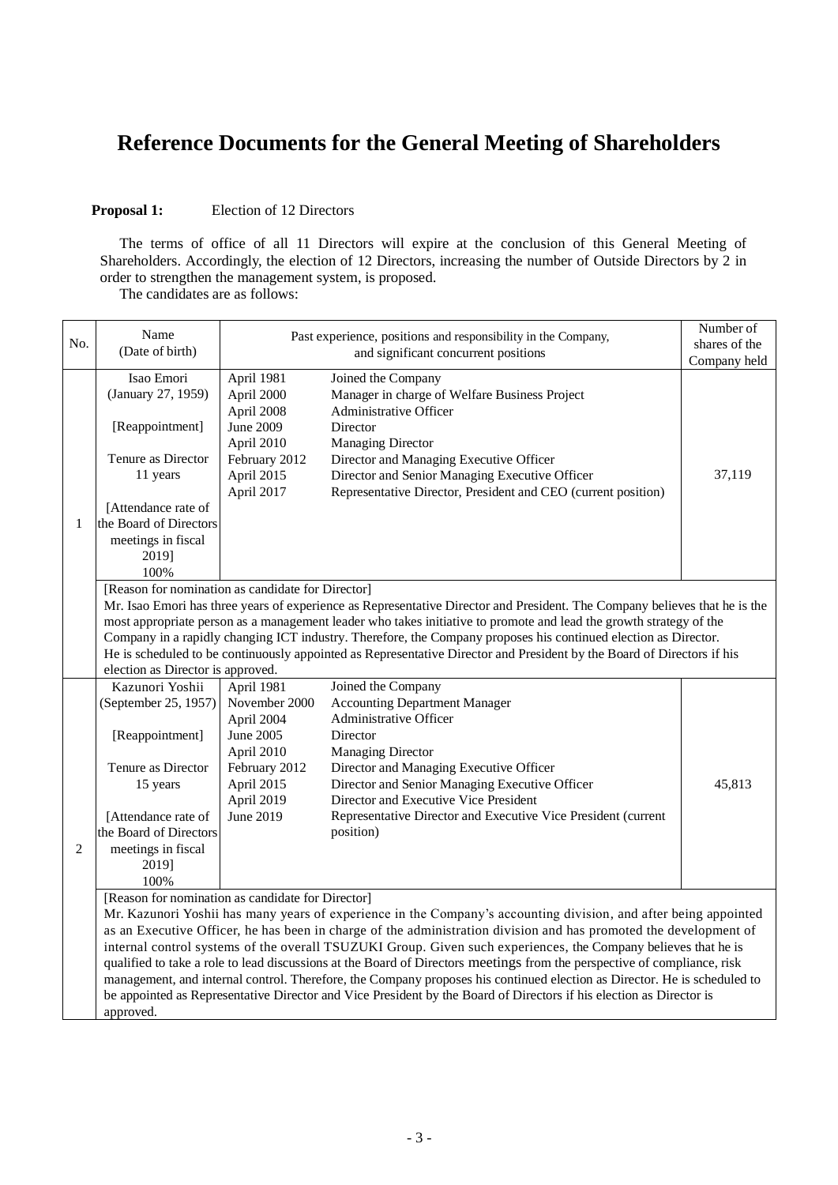# Reference Documents for the General Meeting of Shareholders

**Proposal 1:** Election of 12 Directors

The terms of office of all 11 Directors will expire at the conclusion of this General Meeting of Shareholders. Accordingly, the election of 12 Directors, increasing the number of Outside Directors by 2 in order to strengthen the management system, is proposed.

The candidates are as follows:

| No. | Name (Date of birth) | Past experience, positions and responsibility in the Company, and significant concurrent positions | | Number of shares of the Company held |
|---|---|---|---|---|
| 1 | Isao Emori (January 27, 1959)<br><br>[Reappointment]<br><br>Tenure as Director 11 years<br><br>[Attendance rate of the Board of Directors meetings in fiscal 2019] 100% | April 1981<br>April 2000<br>April 2008<br>June 2009<br>April 2010<br>February 2012<br>April 2015<br>April 2017 | Joined the Company<br>Manager in charge of Welfare Business Project<br>Administrative Officer<br>Director<br>Managing Director<br>Director and Managing Executive Officer<br>Director and Senior Managing Executive Officer<br>Representative Director, President and CEO (current position) | 37,119 |
| | [Reason for nomination as candidate for Director]<br>Mr. Isao Emori has three years of experience as Representative Director and President. The Company believes that he is the most appropriate person as a management leader who takes initiative to promote and lead the growth strategy of the Company in a rapidly changing ICT industry. Therefore, the Company proposes his continued election as Director. He is scheduled to be continuously appointed as Representative Director and President by the Board of Directors if his election as Director is approved. | | | |
| 2 | Kazunori Yoshii (September 25, 1957)<br><br>[Reappointment]<br><br>Tenure as Director 15 years<br><br>[Attendance rate of the Board of Directors meetings in fiscal 2019] 100% | April 1981<br>November 2000<br>April 2004<br>June 2005<br>April 2010<br>February 2012<br>April 2015<br>April 2019<br>June 2019 | Joined the Company<br>Accounting Department Manager<br>Administrative Officer<br>Director<br>Managing Director<br>Director and Managing Executive Officer<br>Director and Senior Managing Executive Officer<br>Director and Executive Vice President<br>Representative Director and Executive Vice President (current position) | 45,813 |
| | [Reason for nomination as candidate for Director]<br>Mr. Kazunori Yoshii has many years of experience in the Company's accounting division, and after being appointed as an Executive Officer, he has been in charge of the administration division and has promoted the development of internal control systems of the overall TSUZUKI Group. Given such experiences, the Company believes that he is qualified to take a role to lead discussions at the Board of Directors meetings from the perspective of compliance, risk management, and internal control. Therefore, the Company proposes his continued election as Director. He is scheduled to be appointed as Representative Director and Vice President by the Board of Directors if his election as Director is approved. | | | |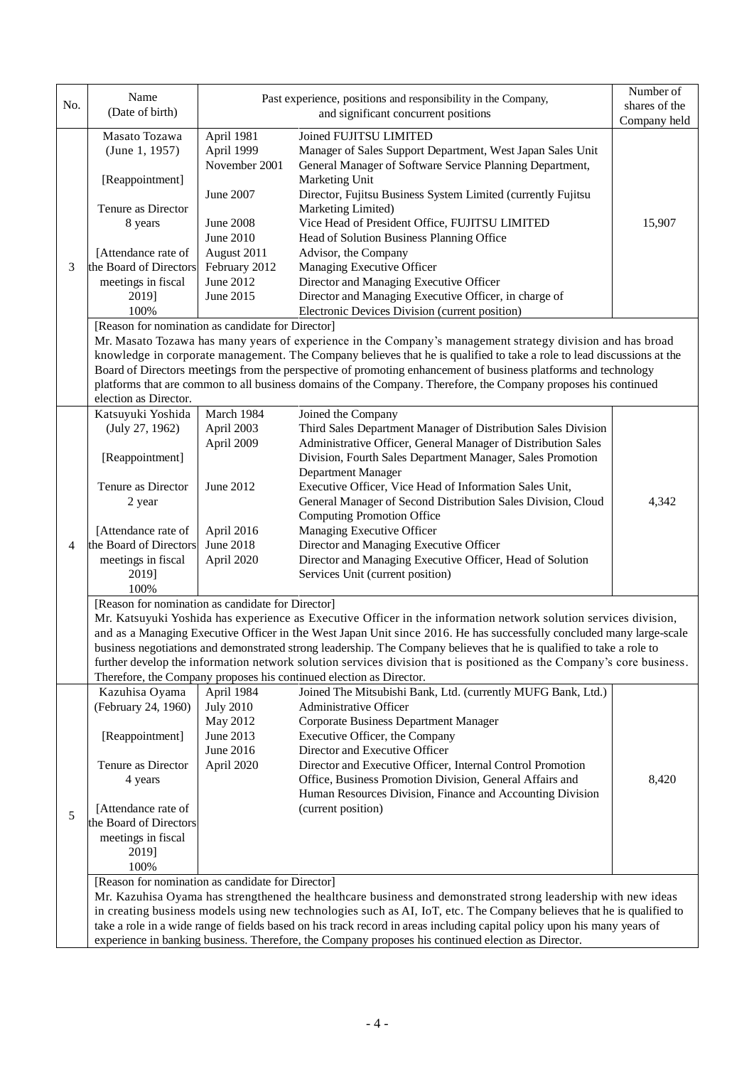| No. | Name (Date of birth) | Past experience, positions and responsibility in the Company, and significant concurrent positions | | Number of shares of the Company held |
|---|---|---|---|---|
| 3 | Masato Tozawa (June 1, 1957)<br><br>[Reappointment]<br><br>Tenure as Director 8 years<br><br>[Attendance rate of the Board of Directors meetings in fiscal 2019] 100% | April 1981<br>April 1999<br>November 2001<br><br>June 2007<br><br>June 2008<br>June 2010<br>August 2011<br>February 2012<br>June 2012<br>June 2015 | Joined FUJITSU LIMITED<br>Manager of Sales Support Department, West Japan Sales Unit<br>General Manager of Software Service Planning Department, Marketing Unit<br>Director, Fujitsu Business System Limited (currently Fujitsu Marketing Limited)<br>Vice Head of President Office, FUJITSU LIMITED<br>Head of Solution Business Planning Office<br>Advisor, the Company<br>Managing Executive Officer<br>Director and Managing Executive Officer<br>Director and Managing Executive Officer, in charge of Electronic Devices Division (current position) | 15,907 |
| | [Reason for nomination as candidate for Director]<br>Mr. Masato Tozawa has many years of experience in the Company's management strategy division and has broad knowledge in corporate management. The Company believes that he is qualified to take a role to lead discussions at the Board of Directors meetings from the perspective of promoting enhancement of business platforms and technology platforms that are common to all business domains of the Company. Therefore, the Company proposes his continued election as Director. | | | |
| 4 | Katsuyuki Yoshida (July 27, 1962)<br><br>[Reappointment]<br><br>Tenure as Director 2 year<br><br>[Attendance rate of the Board of Directors meetings in fiscal 2019] 100% | March 1984<br>April 2003<br>April 2009<br><br><br>June 2012<br><br><br>April 2016<br>June 2018<br>April 2020 | Joined the Company<br>Third Sales Department Manager of Distribution Sales Division<br>Administrative Officer, General Manager of Distribution Sales Division, Fourth Sales Department Manager, Sales Promotion Department Manager<br>Executive Officer, Vice Head of Information Sales Unit, General Manager of Second Distribution Sales Division, Cloud Computing Promotion Office<br>Managing Executive Officer<br>Director and Managing Executive Officer<br>Director and Managing Executive Officer, Head of Solution Services Unit (current position) | 4,342 |
| | [Reason for nomination as candidate for Director]<br>Mr. Katsuyuki Yoshida has experience as Executive Officer in the information network solution services division, and as a Managing Executive Officer in the West Japan Unit since 2016. He has successfully concluded many large-scale business negotiations and demonstrated strong leadership. The Company believes that he is qualified to take a role to further develop the information network solution services division that is positioned as the Company's core business. Therefore, the Company proposes his continued election as Director. | | | |
| 5 | Kazuhisa Oyama (February 24, 1960)<br><br>[Reappointment]<br><br>Tenure as Director 4 years<br><br>[Attendance rate of the Board of Directors meetings in fiscal 2019] 100% | April 1984<br>July 2010<br>May 2012<br>June 2013<br>June 2016<br>April 2020 | Joined The Mitsubishi Bank, Ltd. (currently MUFG Bank, Ltd.)<br>Administrative Officer<br>Corporate Business Department Manager<br>Executive Officer, the Company<br>Director and Executive Officer<br>Director and Executive Officer, Internal Control Promotion Office, Business Promotion Division, General Affairs and Human Resources Division, Finance and Accounting Division (current position) | 8,420 |
| | [Reason for nomination as candidate for Director]<br>Mr. Kazuhisa Oyama has strengthened the healthcare business and demonstrated strong leadership with new ideas in creating business models using new technologies such as AI, IoT, etc. The Company believes that he is qualified to take a role in a wide range of fields based on his track record in areas including capital policy upon his many years of experience in banking business. Therefore, the Company proposes his continued election as Director. | | | |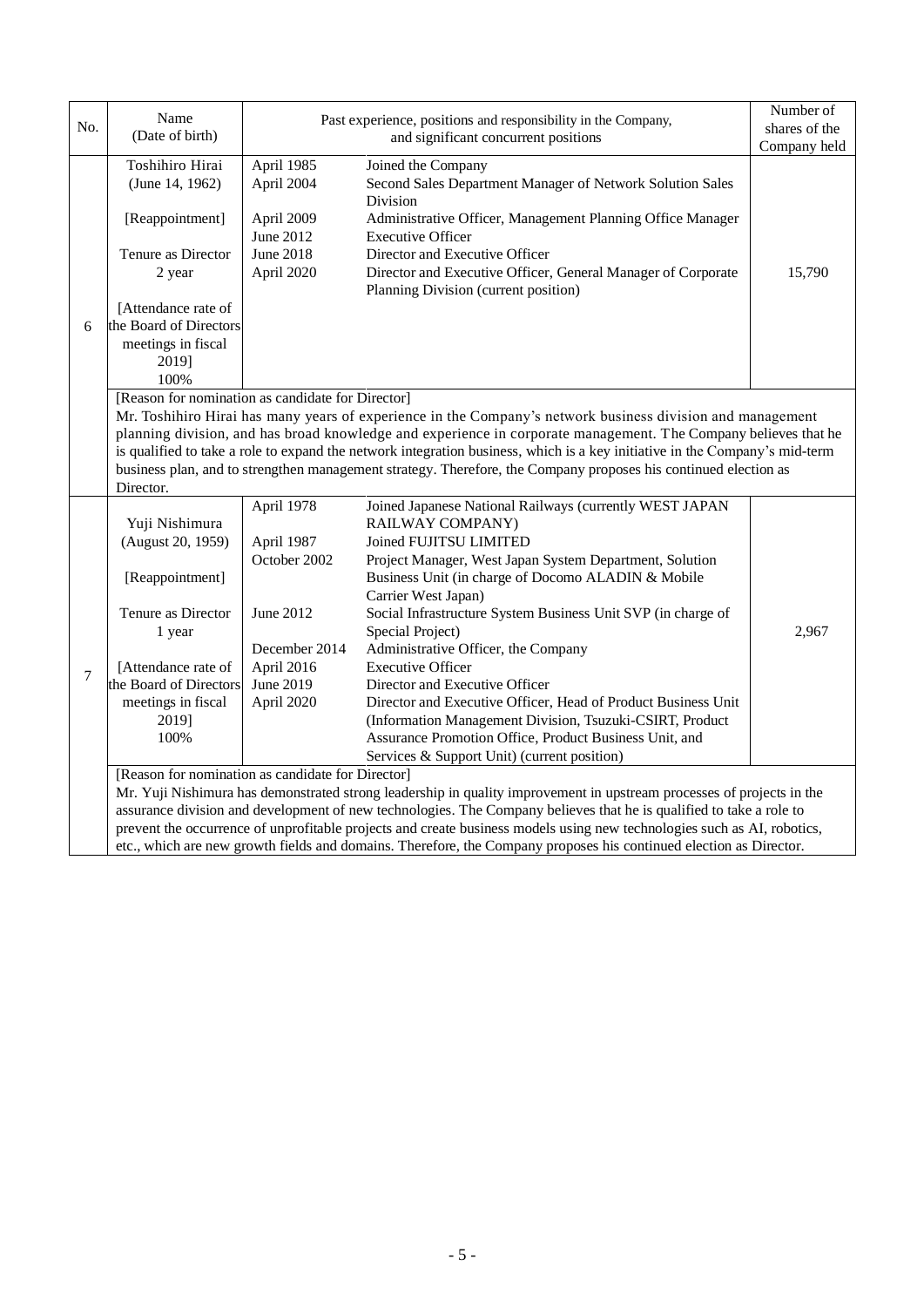| No. | Name (Date of birth) | Past experience, positions and responsibility in the Company, and significant concurrent positions | | Number of shares of the Company held |
|---|---|---|---|---|
| 6 | Toshihiro Hirai (June 14, 1962)<br><br>[Reappointment]<br><br>Tenure as Director 2 year<br><br>[Attendance rate of the Board of Directors meetings in fiscal 2019] 100% | April 1985<br>April 2004<br><br>April 2009<br>June 2012<br>June 2018<br>April 2020 | Joined the Company<br>Second Sales Department Manager of Network Solution Sales Division<br>Administrative Officer, Management Planning Office Manager<br>Executive Officer<br>Director and Executive Officer<br>Director and Executive Officer, General Manager of Corporate Planning Division (current position) | 15,790 |
| | [Reason for nomination as candidate for Director]<br>Mr. Toshihiro Hirai has many years of experience in the Company's network business division and management planning division, and has broad knowledge and experience in corporate management. The Company believes that he is qualified to take a role to expand the network integration business, which is a key initiative in the Company's mid-term business plan, and to strengthen management strategy. Therefore, the Company proposes his continued election as Director. | | | |
| 7 | Yuji Nishimura (August 20, 1959)<br><br>[Reappointment]<br><br>Tenure as Director 1 year<br><br>[Attendance rate of the Board of Directors meetings in fiscal 2019] 100% | April 1978<br><br>April 1987<br>October 2002<br><br><br>June 2012<br><br>December 2014<br>April 2016<br>June 2019<br>April 2020 | Joined Japanese National Railways (currently WEST JAPAN RAILWAY COMPANY)<br>Joined FUJITSU LIMITED<br>Project Manager, West Japan System Department, Solution Business Unit (in charge of Docomo ALADIN & Mobile Carrier West Japan)<br>Social Infrastructure System Business Unit SVP (in charge of Special Project)<br>Administrative Officer, the Company<br>Executive Officer<br>Director and Executive Officer<br>Director and Executive Officer, Head of Product Business Unit (Information Management Division, Tsuzuki-CSIRT, Product Assurance Promotion Office, Product Business Unit, and Services & Support Unit) (current position) | 2,967 |
| | [Reason for nomination as candidate for Director]<br>Mr. Yuji Nishimura has demonstrated strong leadership in quality improvement in upstream processes of projects in the assurance division and development of new technologies. The Company believes that he is qualified to take a role to prevent the occurrence of unprofitable projects and create business models using new technologies such as AI, robotics, etc., which are new growth fields and domains. Therefore, the Company proposes his continued election as Director. | | | |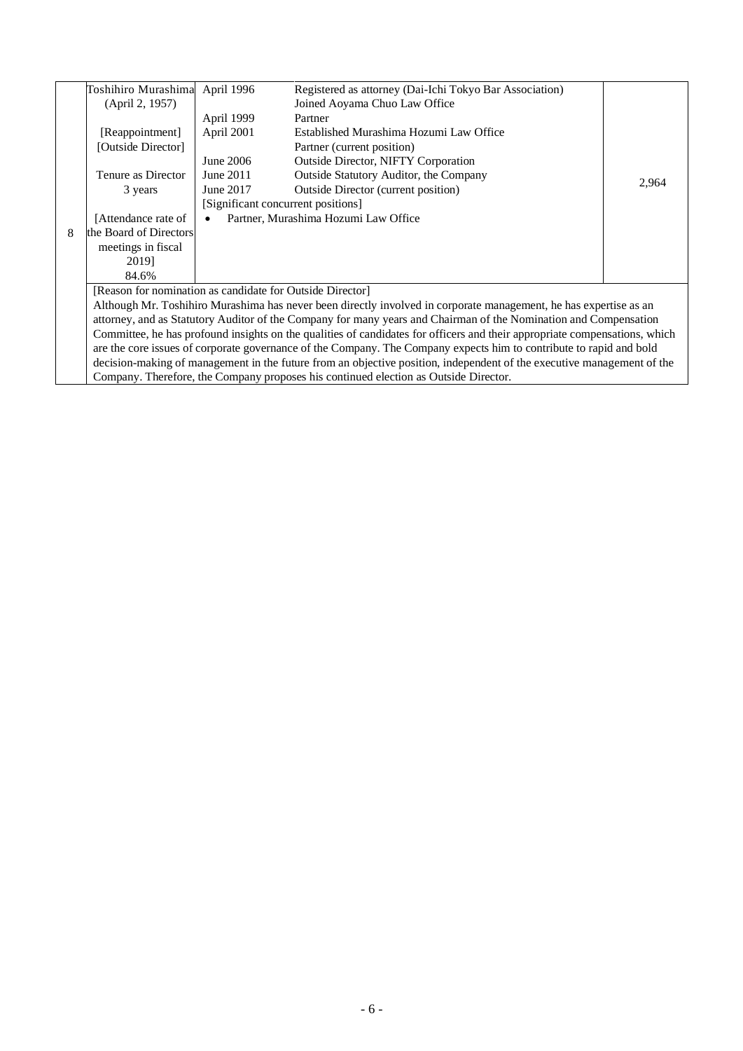| 8 | Toshihiro Murashima<br>(April 2, 1957)<br><br>[Reappointment]<br>[Outside Director]<br><br>Tenure as Director<br>3 years<br><br>[Attendance rate of the Board of Directors meetings in fiscal 2019]<br>84.6% | April 1996<br><br>April 1999<br>April 2001<br><br>June 2006<br>June 2011<br>June 2017 | Registered as attorney (Dai-Ichi Tokyo Bar Association)<br>Joined Aoyama Chuo Law Office<br>Partner<br>Established Murashima Hozumi Law Office<br>Partner (current position)<br>Outside Director, NIFTY Corporation<br>Outside Statutory Auditor, the Company<br>Outside Director (current position) | 2,964 |
|---|---|---|---|---|
| | | [Significant concurrent positions]<br>• Partner, Murashima Hozumi Law Office | | |
| | [Reason for nomination as candidate for Outside Director]<br>Although Mr. Toshihiro Murashima has never been directly involved in corporate management, he has expertise as an attorney, and as Statutory Auditor of the Company for many years and Chairman of the Nomination and Compensation Committee, he has profound insights on the qualities of candidates for officers and their appropriate compensations, which are the core issues of corporate governance of the Company. The Company expects him to contribute to rapid and bold decision-making of management in the future from an objective position, independent of the executive management of the Company. Therefore, the Company proposes his continued election as Outside Director. | | | |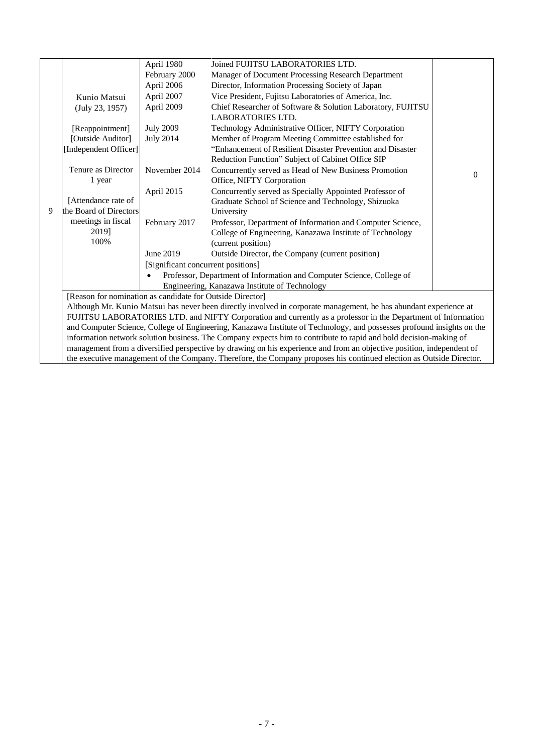| 9 | Kunio Matsui (July 23, 1957) [Reappointment] [Outside Auditor] [Independent Officer] Tenure as Director 1 year [Attendance rate of the Board of Directors meetings in fiscal 2019] 100% | April 1980 | Joined FUJITSU LABORATORIES LTD. | 0 |
|---|---|---|---|---|
| | | February 2000 | Manager of Document Processing Research Department | |
| | | April 2006 | Director, Information Processing Society of Japan | |
| | | April 2007 | Vice President, Fujitsu Laboratories of America, Inc. | |
| | | April 2009 | Chief Researcher of Software & Solution Laboratory, FUJITSU LABORATORIES LTD. | |
| | | July 2009 | Technology Administrative Officer, NIFTY Corporation | |
| | | July 2014 | Member of Program Meeting Committee established for "Enhancement of Resilient Disaster Prevention and Disaster Reduction Function" Subject of Cabinet Office SIP | |
| | | November 2014 | Concurrently served as Head of New Business Promotion Office, NIFTY Corporation | |
| | | April 2015 | Concurrently served as Specially Appointed Professor of Graduate School of Science and Technology, Shizuoka University | |
| | | February 2017 | Professor, Department of Information and Computer Science, College of Engineering, Kanazawa Institute of Technology (current position) | |
| | | June 2019 | Outside Director, the Company (current position) | |
| | | [Significant concurrent positions] • Professor, Department of Information and Computer Science, College of Engineering, Kanazawa Institute of Technology | | |

[Reason for nomination as candidate for Outside Director]

Although Mr. Kunio Matsui has never been directly involved in corporate management, he has abundant experience at FUJITSU LABORATORIES LTD. and NIFTY Corporation and currently as a professor in the Department of Information and Computer Science, College of Engineering, Kanazawa Institute of Technology, and possesses profound insights on the information network solution business. The Company expects him to contribute to rapid and bold decision-making of management from a diversified perspective by drawing on his experience and from an objective position, independent of the executive management of the Company. Therefore, the Company proposes his continued election as Outside Director.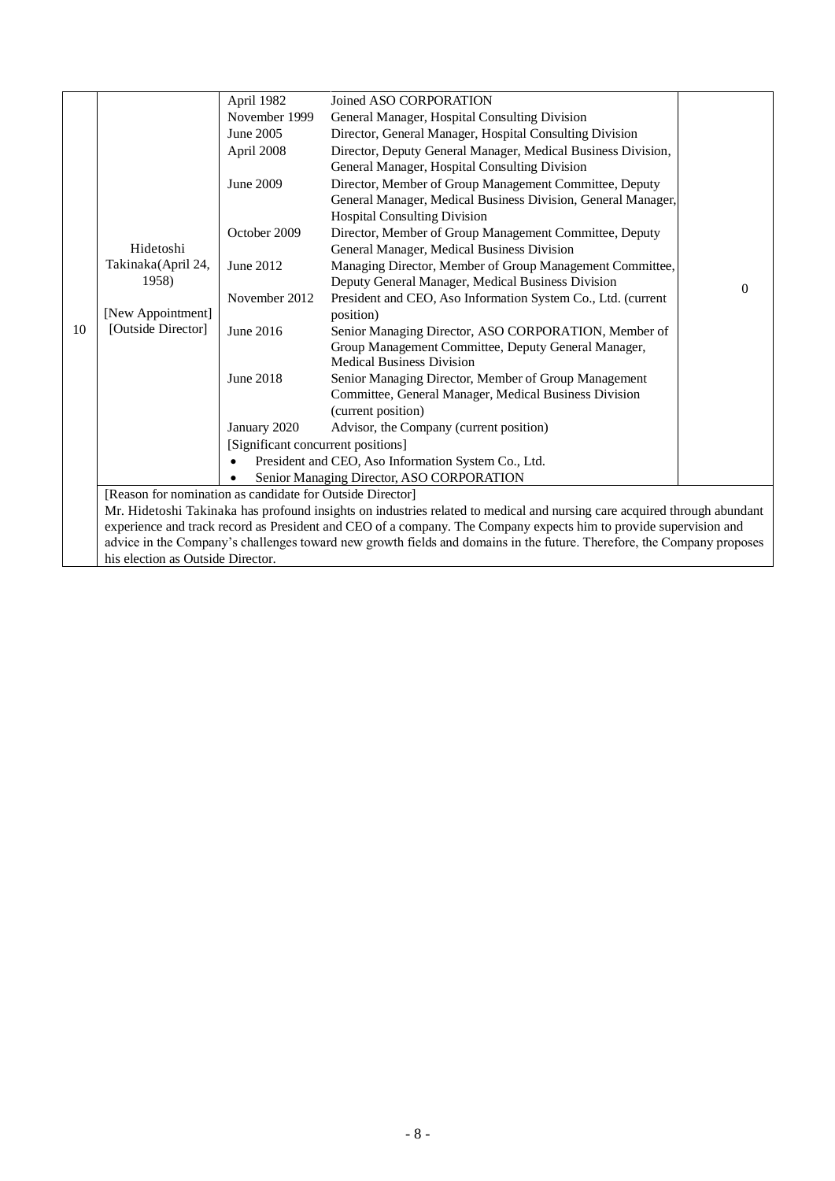| 10 | Hidetoshi Takinaka(April 24, 1958)<br><br>[New Appointment]<br>[Outside Director] | April 1982 | Joined ASO CORPORATION | 0 |
|---|---|---|---|---|
| | | November 1999 | General Manager, Hospital Consulting Division | |
| | | June 2005 | Director, General Manager, Hospital Consulting Division | |
| | | April 2008 | Director, Deputy General Manager, Medical Business Division, General Manager, Hospital Consulting Division | |
| | | June 2009 | Director, Member of Group Management Committee, Deputy General Manager, Medical Business Division, General Manager, Hospital Consulting Division | |
| | | October 2009 | Director, Member of Group Management Committee, Deputy General Manager, Medical Business Division | |
| | | June 2012 | Managing Director, Member of Group Management Committee, Deputy General Manager, Medical Business Division | |
| | | November 2012 | President and CEO, Aso Information System Co., Ltd. (current position) | |
| | | June 2016 | Senior Managing Director, ASO CORPORATION, Member of Group Management Committee, Deputy General Manager, Medical Business Division | |
| | | June 2018 | Senior Managing Director, Member of Group Management Committee, General Manager, Medical Business Division (current position) | |
| | | January 2020 | Advisor, the Company (current position) | |
| | | [Significant concurrent positions]<br>• President and CEO, Aso Information System Co., Ltd.<br>• Senior Managing Director, ASO CORPORATION | | |
| | [Reason for nomination as candidate for Outside Director]<br>Mr. Hidetoshi Takinaka has profound insights on industries related to medical and nursing care acquired through abundant experience and track record as President and CEO of a company. The Company expects him to provide supervision and advice in the Company's challenges toward new growth fields and domains in the future. Therefore, the Company proposes his election as Outside Director. | | | |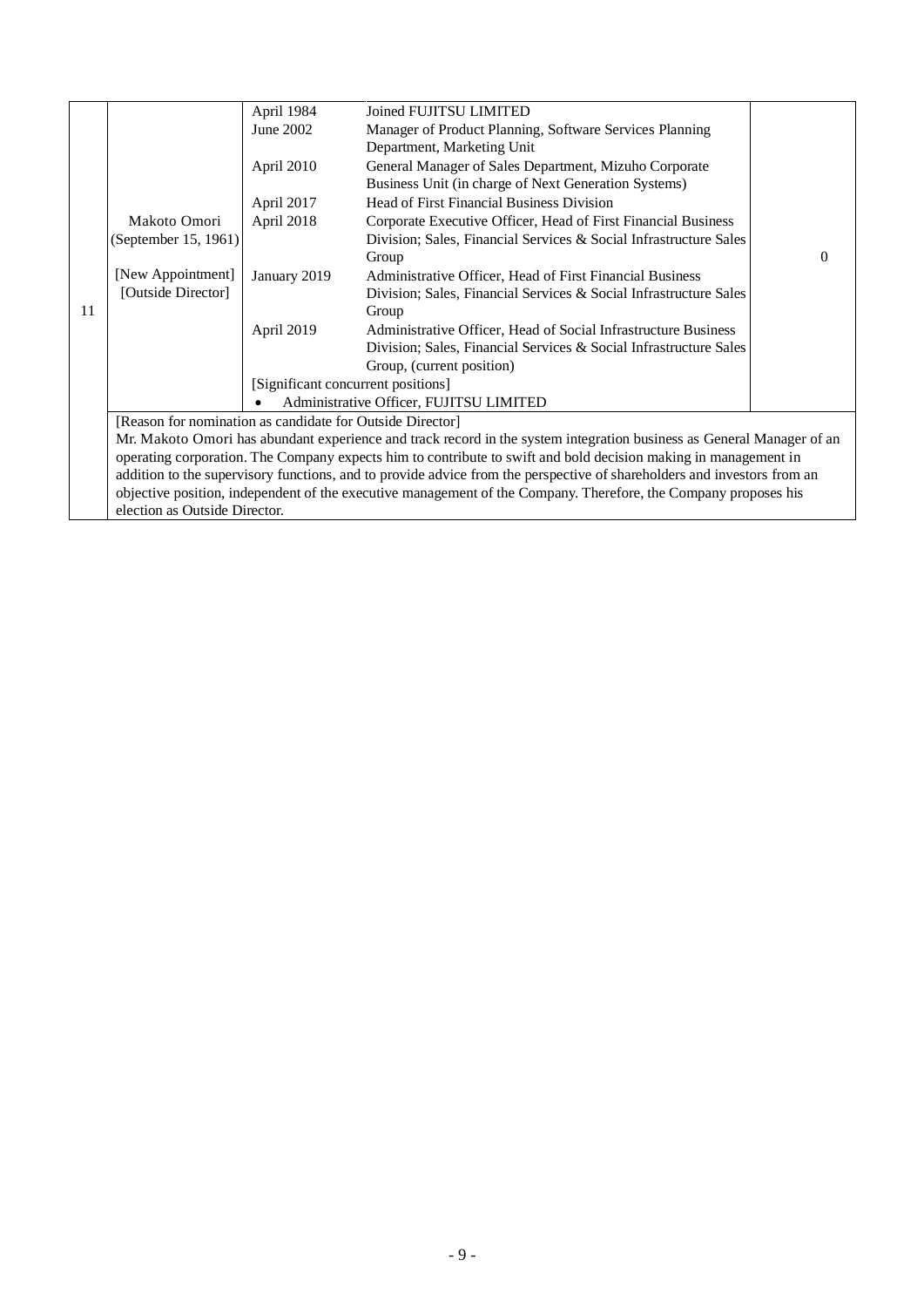| | | | | |
|---|---|---|---|---|
| 11 | Makoto Omori<br>(September 15, 1961)<br><br>[New Appointment]<br>[Outside Director] | April 1984<br>June 2002<br><br>April 2010<br><br>April 2017<br>April 2018<br><br><br>January 2019<br><br><br>April 2019 | Joined FUJITSU LIMITED<br>Manager of Product Planning, Software Services Planning Department, Marketing Unit<br>General Manager of Sales Department, Mizuho Corporate Business Unit (in charge of Next Generation Systems)<br>Head of First Financial Business Division<br>Corporate Executive Officer, Head of First Financial Business Division; Sales, Financial Services & Social Infrastructure Sales Group<br>Administrative Officer, Head of First Financial Business Division; Sales, Financial Services & Social Infrastructure Sales Group<br>Administrative Officer, Head of Social Infrastructure Business Division; Sales, Financial Services & Social Infrastructure Sales Group, (current position) | 0 |
| | | [Significant concurrent positions]<br>• Administrative Officer, FUJITSU LIMITED | | |
| | [Reason for nomination as candidate for Outside Director]<br>Mr. Makoto Omori has abundant experience and track record in the system integration business as General Manager of an operating corporation. The Company expects him to contribute to swift and bold decision making in management in addition to the supervisory functions, and to provide advice from the perspective of shareholders and investors from an objective position, independent of the executive management of the Company. Therefore, the Company proposes his election as Outside Director. | | | |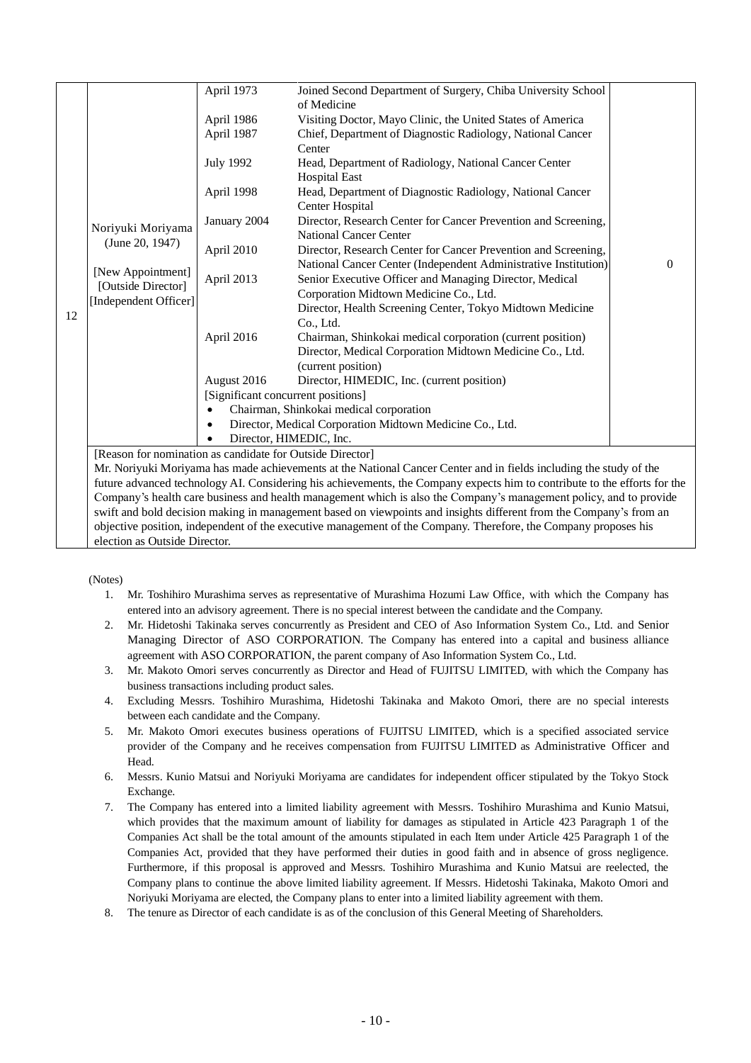| 12 | Noriyuki Moriyama (June 20, 1947)<br><br>[New Appointment]<br>[Outside Director]<br>[Independent Officer] | April 1973<br>April 1986<br>April 1987<br>July 1992<br>April 1998<br>January 2004<br>April 2010<br>April 2013<br><br>April 2016<br><br>August 2016 | Joined Second Department of Surgery, Chiba University School of Medicine<br>Visiting Doctor, Mayo Clinic, the United States of America<br>Chief, Department of Diagnostic Radiology, National Cancer Center<br>Head, Department of Radiology, National Cancer Center Hospital East<br>Head, Department of Diagnostic Radiology, National Cancer Center Hospital<br>Director, Research Center for Cancer Prevention and Screening, National Cancer Center<br>Director, Research Center for Cancer Prevention and Screening, National Cancer Center (Independent Administrative Institution)<br>Senior Executive Officer and Managing Director, Medical Corporation Midtown Medicine Co., Ltd.<br>Director, Health Screening Center, Tokyo Midtown Medicine Co., Ltd.<br>Chairman, Shinkokai medical corporation (current position)<br>Director, Medical Corporation Midtown Medicine Co., Ltd. (current position)<br>Director, HIMEDIC, Inc. (current position)<br>[Significant concurrent positions]<br>• Chairman, Shinkokai medical corporation<br>• Director, Medical Corporation Midtown Medicine Co., Ltd.<br>• Director, HIMEDIC, Inc. | 0 |
|---|---|---|---|---|
| | [Reason for nomination as candidate for Outside Director]<br>Mr. Noriyuki Moriyama has made achievements at the National Cancer Center and in fields including the study of the future advanced technology AI. Considering his achievements, the Company expects him to contribute to the efforts for the Company's health care business and health management which is also the Company's management policy, and to provide swift and bold decision making in management based on viewpoints and insights different from the Company's from an objective position, independent of the executive management of the Company. Therefore, the Company proposes his election as Outside Director. | | | |

(Notes)

1. Mr. Toshihiro Murashima serves as representative of Murashima Hozumi Law Office, with which the Company has entered into an advisory agreement. There is no special interest between the candidate and the Company.
2. Mr. Hidetoshi Takinaka serves concurrently as President and CEO of Aso Information System Co., Ltd. and Senior Managing Director of ASO CORPORATION. The Company has entered into a capital and business alliance agreement with ASO CORPORATION, the parent company of Aso Information System Co., Ltd.
3. Mr. Makoto Omori serves concurrently as Director and Head of FUJITSU LIMITED, with which the Company has business transactions including product sales.
4. Excluding Messrs. Toshihiro Murashima, Hidetoshi Takinaka and Makoto Omori, there are no special interests between each candidate and the Company.
5. Mr. Makoto Omori executes business operations of FUJITSU LIMITED, which is a specified associated service provider of the Company and he receives compensation from FUJITSU LIMITED as Administrative Officer and Head.
6. Messrs. Kunio Matsui and Noriyuki Moriyama are candidates for independent officer stipulated by the Tokyo Stock Exchange.
7. The Company has entered into a limited liability agreement with Messrs. Toshihiro Murashima and Kunio Matsui, which provides that the maximum amount of liability for damages as stipulated in Article 423 Paragraph 1 of the Companies Act shall be the total amount of the amounts stipulated in each Item under Article 425 Paragraph 1 of the Companies Act, provided that they have performed their duties in good faith and in absence of gross negligence. Furthermore, if this proposal is approved and Messrs. Toshihiro Murashima and Kunio Matsui are reelected, the Company plans to continue the above limited liability agreement. If Messrs. Hidetoshi Takinaka, Makoto Omori and Noriyuki Moriyama are elected, the Company plans to enter into a limited liability agreement with them.
8. The tenure as Director of each candidate is as of the conclusion of this General Meeting of Shareholders.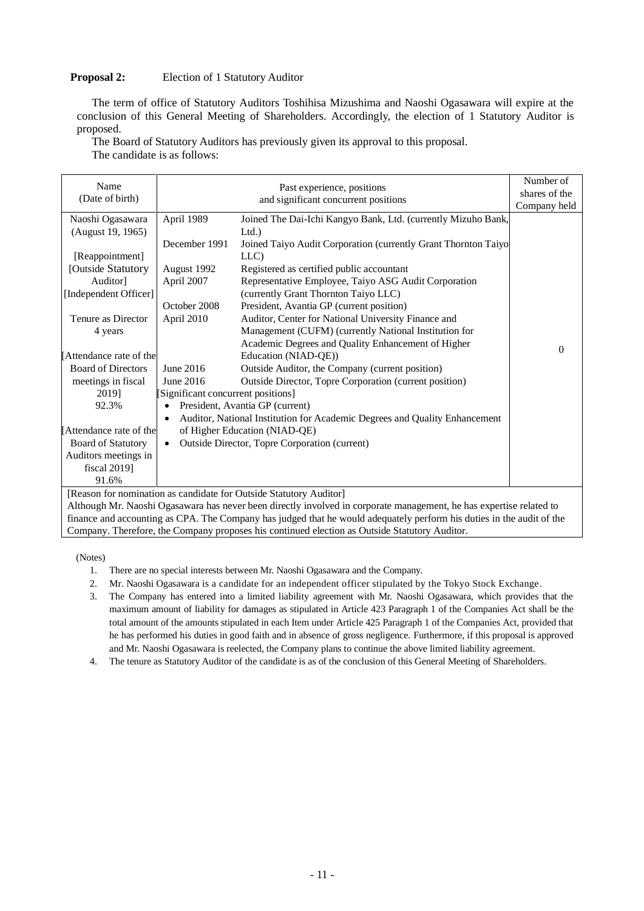**Proposal 2:** Election of 1 Statutory Auditor

The term of office of Statutory Auditors Toshihisa Mizushima and Naoshi Ogasawara will expire at the conclusion of this General Meeting of Shareholders. Accordingly, the election of 1 Statutory Auditor is proposed.

The Board of Statutory Auditors has previously given its approval to this proposal.

The candidate is as follows:

| Name (Date of birth) | Past experience, positions and significant concurrent positions | | Number of shares of the Company held |
|---|---|---|---|
| Naoshi Ogasawara (August 19, 1965)<br><br>[Reappointment]<br>[Outside Statutory Auditor]<br>[Independent Officer]<br><br>Tenure as Director 4 years<br><br>[Attendance rate of the Board of Directors meetings in fiscal 2019] 92.3%<br><br>[Attendance rate of the Board of Statutory Auditors meetings in fiscal 2019] 91.6% | April 1989<br>December 1991<br>August 1992<br>April 2007<br><br>October 2008<br>April 2010<br><br><br><br>June 2016<br>June 2016 | Joined The Dai-Ichi Kangyo Bank, Ltd. (currently Mizuho Bank, Ltd.)<br>Joined Taiyo Audit Corporation (currently Grant Thornton Taiyo LLC)<br>Registered as certified public accountant<br>Representative Employee, Taiyo ASG Audit Corporation (currently Grant Thornton Taiyo LLC)<br>President, Avantia GP (current position)<br>Auditor, Center for National University Finance and Management (CUFM) (currently National Institution for Academic Degrees and Quality Enhancement of Higher Education (NIAD-QE))<br>Outside Auditor, the Company (current position)<br>Outside Director, Topre Corporation (current position) | 0 |
| | [Significant concurrent positions]<br>• President, Avantia GP (current)<br>• Auditor, National Institution for Academic Degrees and Quality Enhancement of Higher Education (NIAD-QE)<br>• Outside Director, Topre Corporation (current) | | |
| [Reason for nomination as candidate for Outside Statutory Auditor]<br>Although Mr. Naoshi Ogasawara has never been directly involved in corporate management, he has expertise related to finance and accounting as CPA. The Company has judged that he would adequately perform his duties in the audit of the Company. Therefore, the Company proposes his continued election as Outside Statutory Auditor. | | | |

(Notes)

1. There are no special interests between Mr. Naoshi Ogasawara and the Company.
2. Mr. Naoshi Ogasawara is a candidate for an independent officer stipulated by the Tokyo Stock Exchange.
3. The Company has entered into a limited liability agreement with Mr. Naoshi Ogasawara, which provides that the maximum amount of liability for damages as stipulated in Article 423 Paragraph 1 of the Companies Act shall be the total amount of the amounts stipulated in each Item under Article 425 Paragraph 1 of the Companies Act, provided that he has performed his duties in good faith and in absence of gross negligence. Furthermore, if this proposal is approved and Mr. Naoshi Ogasawara is reelected, the Company plans to continue the above limited liability agreement.
4. The tenure as Statutory Auditor of the candidate is as of the conclusion of this General Meeting of Shareholders.